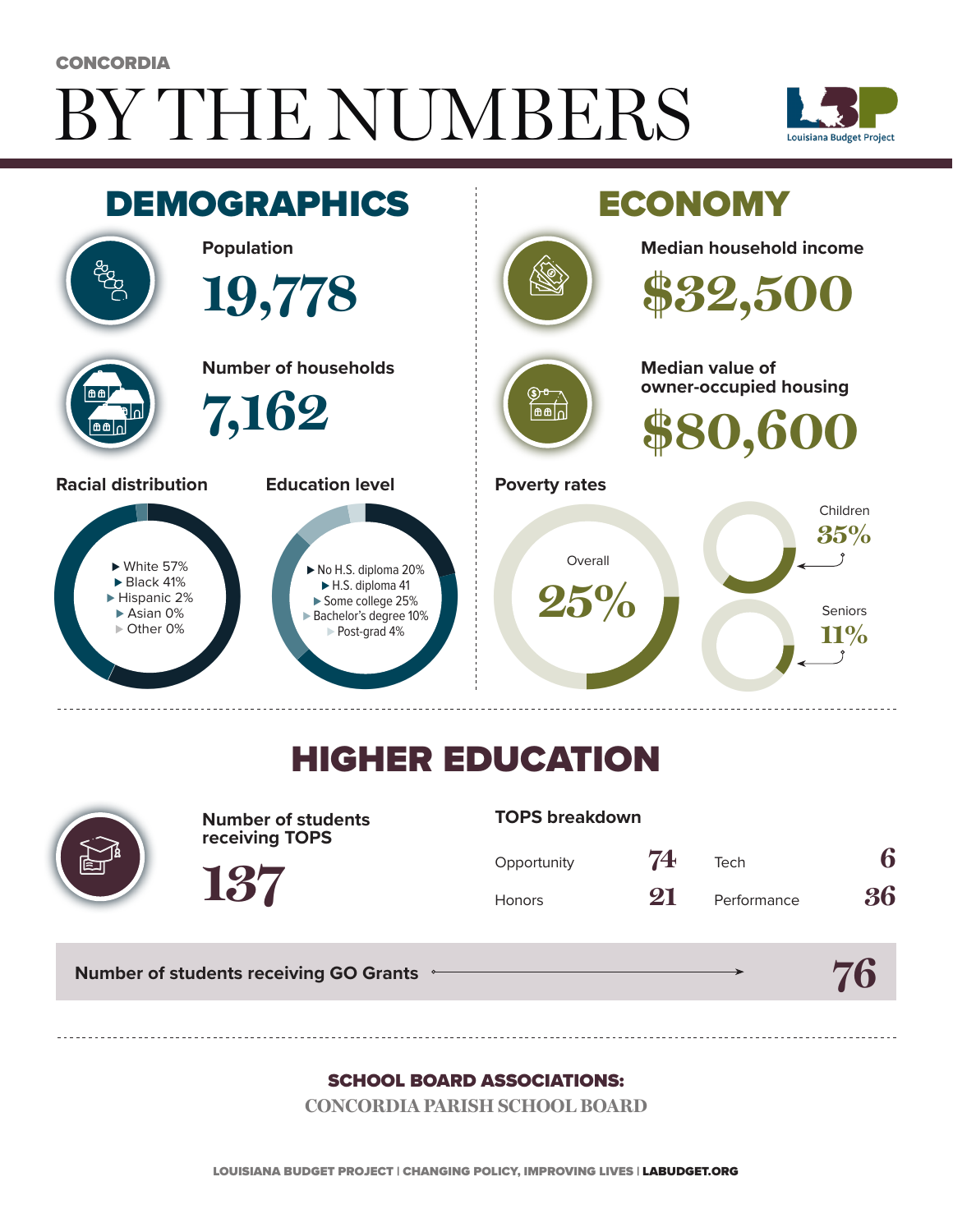CONCORDIA

# BY THE NUMBERS

Louisiana Budget Project

## DEMOGRAPHICS

**Population**

19,778

**Number of households**

7,162

**Racial distribution**

- White 57%
- Black 41%
- Hispanic 2%
- Asian 0%
- Other 0%

**Education level**

- No H.S. diploma 20%
- H.S. diploma 41
- Some college 25%
- Bachelor's degree 10%
- Post-grad 4%

## ECONOMY

**Median household income**

$32,500

**Median value of owner-occupied housing**

$80,600

**Poverty rates**

Overall 25%

Children 35%

Seniors 11%

## HIGHER EDUCATION

**Number of students receiving TOPS**

137

**TOPS breakdown**

| | | | |
|---|---|---|---|
| Opportunity | 74 | Tech | 6 |
| Honors | 21 | Performance | 36 |

**Number of students receiving GO Grants** 76

**SCHOOL BOARD ASSOCIATIONS:**

CONCORDIA PARISH SCHOOL BOARD

LOUISIANA BUDGET PROJECT | CHANGING POLICY, IMPROVING LIVES | LABUDGET.ORG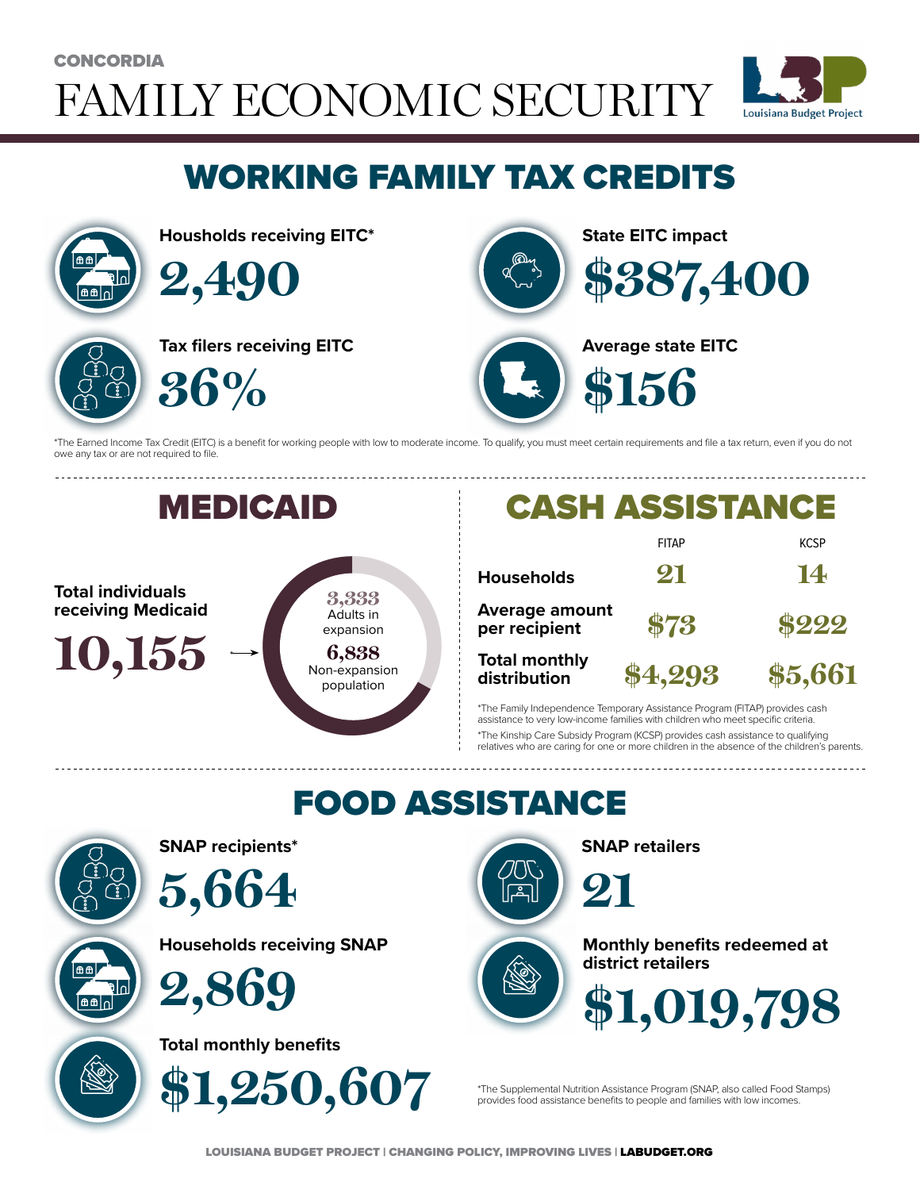CONCORDIA

# FAMILY ECONOMIC SECURITY

Louisiana Budget Project

## WORKING FAMILY TAX CREDITS

**Households receiving EITC***

**2,490**

**Tax filers receiving EITC**

**36%**

**State EITC impact**

**$387,400**

**Average state EITC**

**$156**

*The Earned Income Tax Credit (EITC) is a benefit for working people with low to moderate income. To qualify, you must meet certain requirements and file a tax return, even if you do not owe any tax or are not required to file.

## MEDICAID

**Total individuals receiving Medicaid**

**10,155**

3,333 Adults in expansion

6,838 Non-expansion population

## CASH ASSISTANCE

| | FITAP | KCSP |
|---|---|---|
| Households | 21 | 14 |
| Average amount per recipient | $73 | $222 |
| Total monthly distribution | $4,293 | $5,661 |

*The Family Independence Temporary Assistance Program (FITAP) provides cash assistance to very low-income families with children who meet specific criteria.

*The Kinship Care Subsidy Program (KCSP) provides cash assistance to qualifying relatives who are caring for one or more children in the absence of the children's parents.

## FOOD ASSISTANCE

**SNAP recipients***

**5,664**

**Households receiving SNAP**

**2,869**

**Total monthly benefits**

**$1,250,607**

**SNAP retailers**

**21**

**Monthly benefits redeemed at district retailers**

**$1,019,798**

*The Supplemental Nutrition Assistance Program (SNAP, also called Food Stamps) provides food assistance benefits to people and families with low incomes.

LOUISIANA BUDGET PROJECT | CHANGING POLICY, IMPROVING LIVES | LABUDGET.ORG